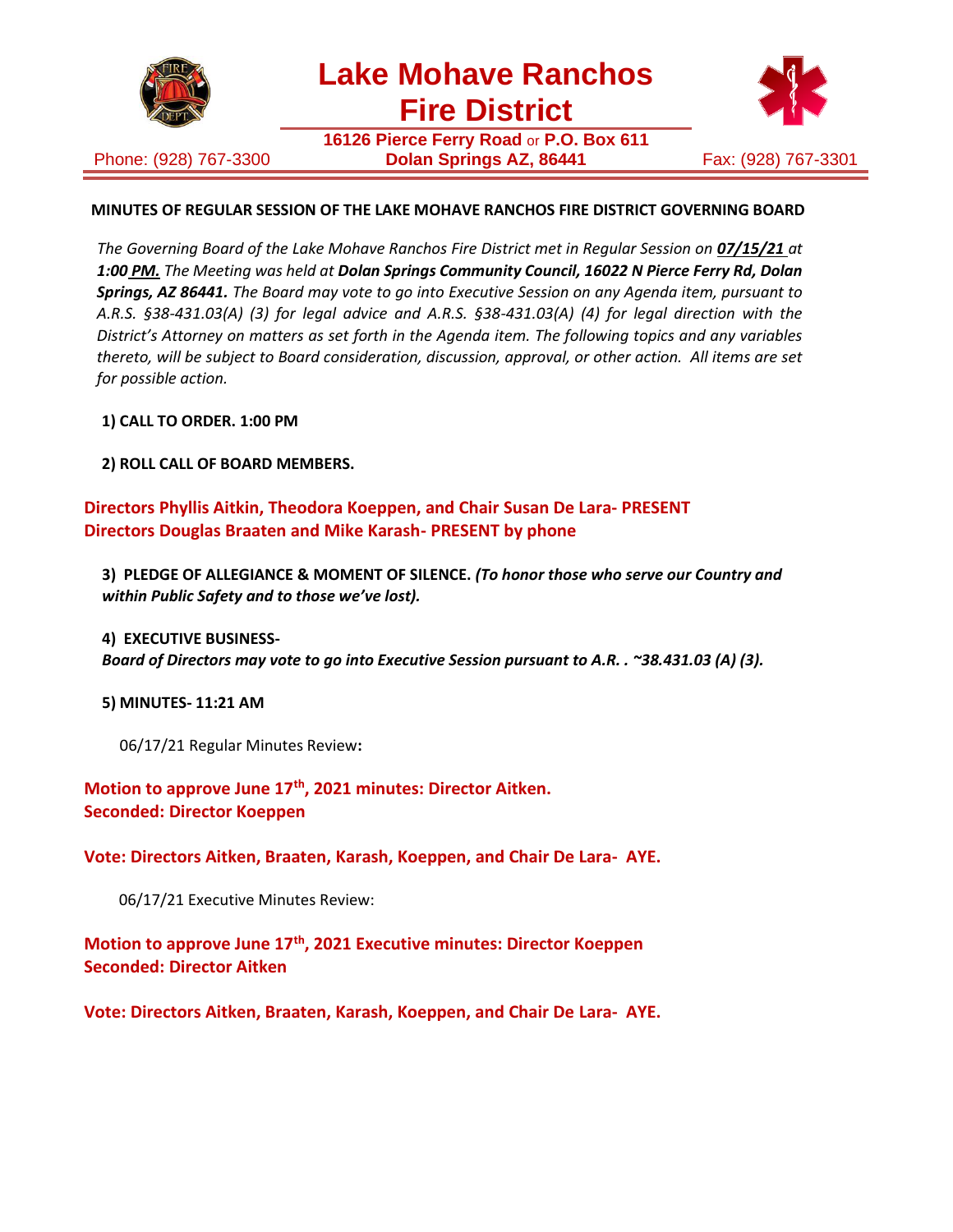# Lake Mohave Ranchos Fire District

**16126 Pierce Ferry Road** or **P.O. Box 611**
**Dolan Springs AZ, 86441**

Phone: (928) 767-3300 Fax: (928) 767-3301

**MINUTES OF REGULAR SESSION OF THE LAKE MOHAVE RANCHOS FIRE DISTRICT GOVERNING BOARD**

*The Governing Board of the Lake Mohave Ranchos Fire District met in Regular Session on **07/15/21** at **1:00 PM.** The Meeting was held at **Dolan Springs Community Council, 16022 N Pierce Ferry Rd, Dolan Springs, AZ 86441.** The Board may vote to go into Executive Session on any Agenda item, pursuant to A.R.S. §38-431.03(A) (3) for legal advice and A.R.S. §38-431.03(A) (4) for legal direction with the District's Attorney on matters as set forth in the Agenda item. The following topics and any variables thereto, will be subject to Board consideration, discussion, approval, or other action. All items are set for possible action.*

**1) CALL TO ORDER. 1:00 PM**

**2) ROLL CALL OF BOARD MEMBERS.**

**Directors Phyllis Aitkin, Theodora Koeppen, and Chair Susan De Lara- PRESENT**
**Directors Douglas Braaten and Mike Karash- PRESENT by phone**

**3) PLEDGE OF ALLEGIANCE & MOMENT OF SILENCE.** ***(To honor those who serve our Country and within Public Safety and to those we've lost).***

**4) EXECUTIVE BUSINESS-**
***Board of Directors may vote to go into Executive Session pursuant to A.R. . ~38.431.03 (A) (3).***

**5) MINUTES- 11:21 AM**

06/17/21 Regular Minutes Review**:**

**Motion to approve June 17th, 2021 minutes: Director Aitken.**
**Seconded: Director Koeppen**

**Vote: Directors Aitken, Braaten, Karash, Koeppen, and Chair De Lara- AYE.**

06/17/21 Executive Minutes Review:

**Motion to approve June 17th, 2021 Executive minutes: Director Koeppen**
**Seconded: Director Aitken**

**Vote: Directors Aitken, Braaten, Karash, Koeppen, and Chair De Lara- AYE.**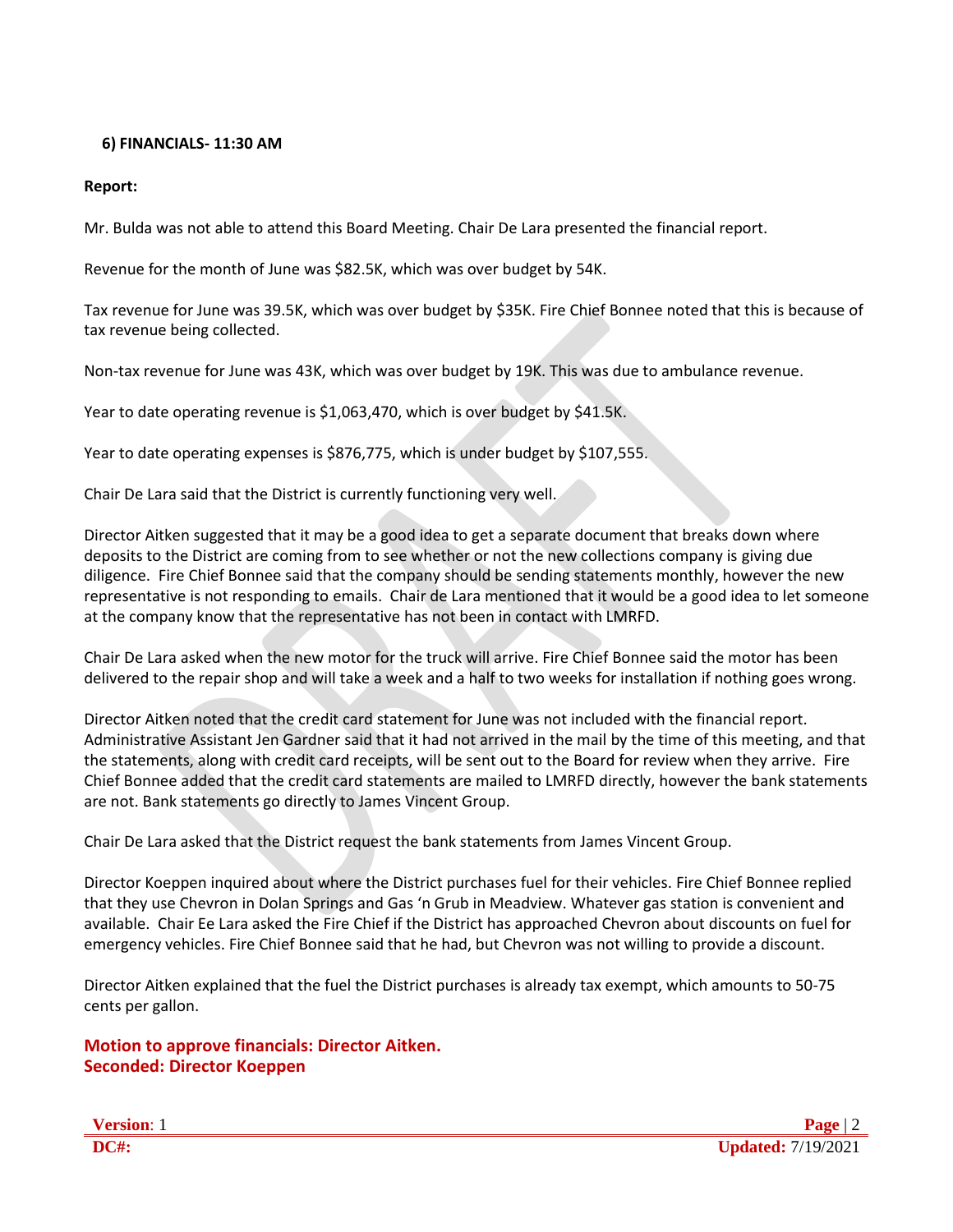### 6) FINANCIALS- 11:30 AM

**Report:**

Mr. Bulda was not able to attend this Board Meeting. Chair De Lara presented the financial report.

Revenue for the month of June was $82.5K, which was over budget by 54K.

Tax revenue for June was 39.5K, which was over budget by $35K. Fire Chief Bonnee noted that this is because of tax revenue being collected.

Non-tax revenue for June was 43K, which was over budget by 19K. This was due to ambulance revenue.

Year to date operating revenue is $1,063,470, which is over budget by $41.5K.

Year to date operating expenses is $876,775, which is under budget by $107,555.

Chair De Lara said that the District is currently functioning very well.

Director Aitken suggested that it may be a good idea to get a separate document that breaks down where deposits to the District are coming from to see whether or not the new collections company is giving due diligence. Fire Chief Bonnee said that the company should be sending statements monthly, however the new representative is not responding to emails. Chair de Lara mentioned that it would be a good idea to let someone at the company know that the representative has not been in contact with LMRFD.

Chair De Lara asked when the new motor for the truck will arrive. Fire Chief Bonnee said the motor has been delivered to the repair shop and will take a week and a half to two weeks for installation if nothing goes wrong.

Director Aitken noted that the credit card statement for June was not included with the financial report. Administrative Assistant Jen Gardner said that it had not arrived in the mail by the time of this meeting, and that the statements, along with credit card receipts, will be sent out to the Board for review when they arrive. Fire Chief Bonnee added that the credit card statements are mailed to LMRFD directly, however the bank statements are not. Bank statements go directly to James Vincent Group.

Chair De Lara asked that the District request the bank statements from James Vincent Group.

Director Koeppen inquired about where the District purchases fuel for their vehicles. Fire Chief Bonnee replied that they use Chevron in Dolan Springs and Gas 'n Grub in Meadview. Whatever gas station is convenient and available. Chair Ee Lara asked the Fire Chief if the District has approached Chevron about discounts on fuel for emergency vehicles. Fire Chief Bonnee said that he had, but Chevron was not willing to provide a discount.

Director Aitken explained that the fuel the District purchases is already tax exempt, which amounts to 50-75 cents per gallon.

**Motion to approve financials: Director Aitken.**
**Seconded: Director Koeppen**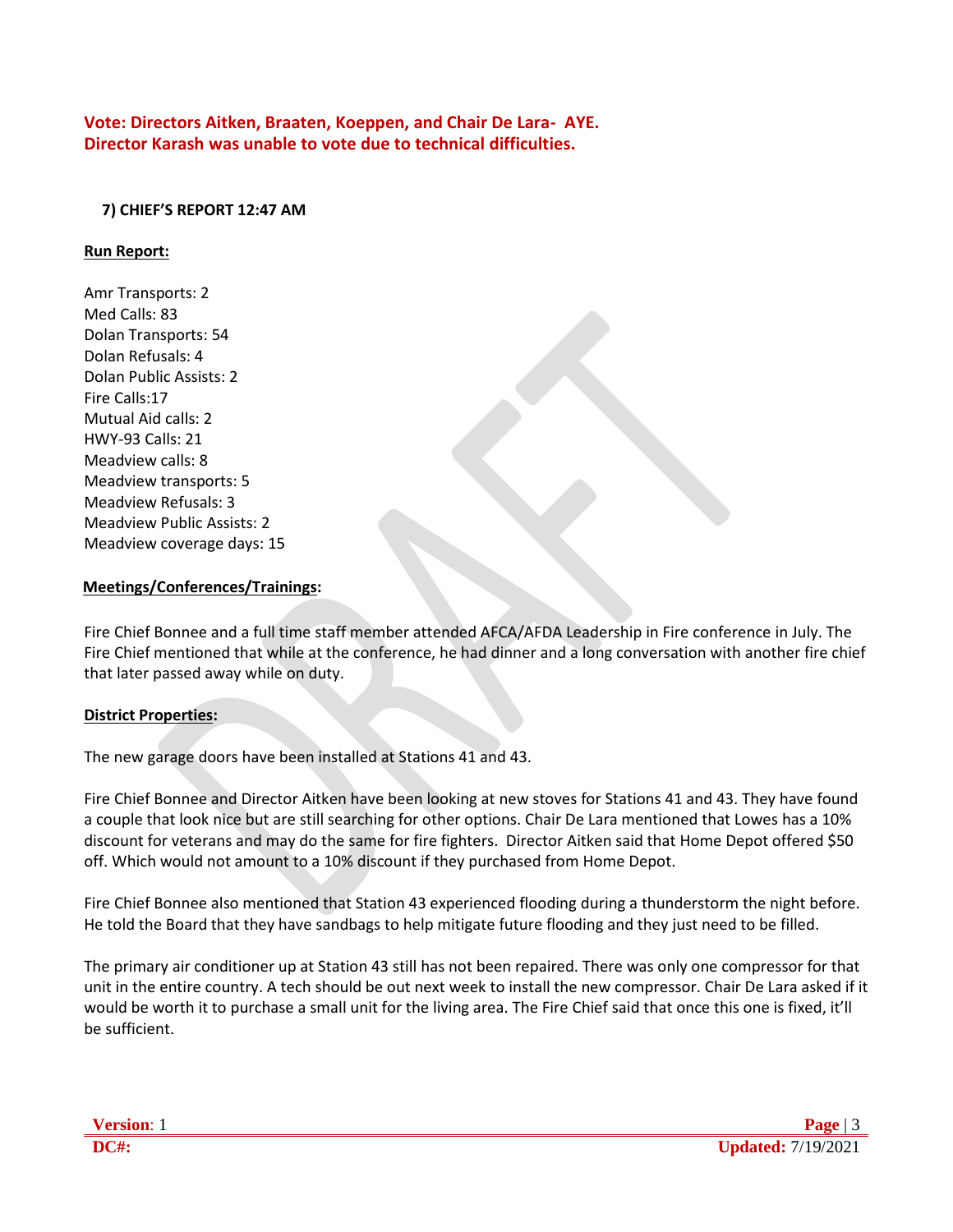**Vote: Directors Aitken, Braaten, Koeppen, and Chair De Lara- AYE.**
**Director Karash was unable to vote due to technical difficulties.**

## 7) CHIEF'S REPORT 12:47 AM

**Run Report:**

Amr Transports: 2
Med Calls: 83
Dolan Transports: 54
Dolan Refusals: 4
Dolan Public Assists: 2
Fire Calls:17
Mutual Aid calls: 2
HWY-93 Calls: 21
Meadview calls: 8
Meadview transports: 5
Meadview Refusals: 3
Meadview Public Assists: 2
Meadview coverage days: 15

**Meetings/Conferences/Trainings:**

Fire Chief Bonnee and a full time staff member attended AFCA/AFDA Leadership in Fire conference in July. The Fire Chief mentioned that while at the conference, he had dinner and a long conversation with another fire chief that later passed away while on duty.

**District Properties:**

The new garage doors have been installed at Stations 41 and 43.

Fire Chief Bonnee and Director Aitken have been looking at new stoves for Stations 41 and 43. They have found a couple that look nice but are still searching for other options. Chair De Lara mentioned that Lowes has a 10% discount for veterans and may do the same for fire fighters. Director Aitken said that Home Depot offered $50 off. Which would not amount to a 10% discount if they purchased from Home Depot.

Fire Chief Bonnee also mentioned that Station 43 experienced flooding during a thunderstorm the night before. He told the Board that they have sandbags to help mitigate future flooding and they just need to be filled.

The primary air conditioner up at Station 43 still has not been repaired. There was only one compressor for that unit in the entire country. A tech should be out next week to install the new compressor. Chair De Lara asked if it would be worth it to purchase a small unit for the living area. The Fire Chief said that once this one is fixed, it'll be sufficient.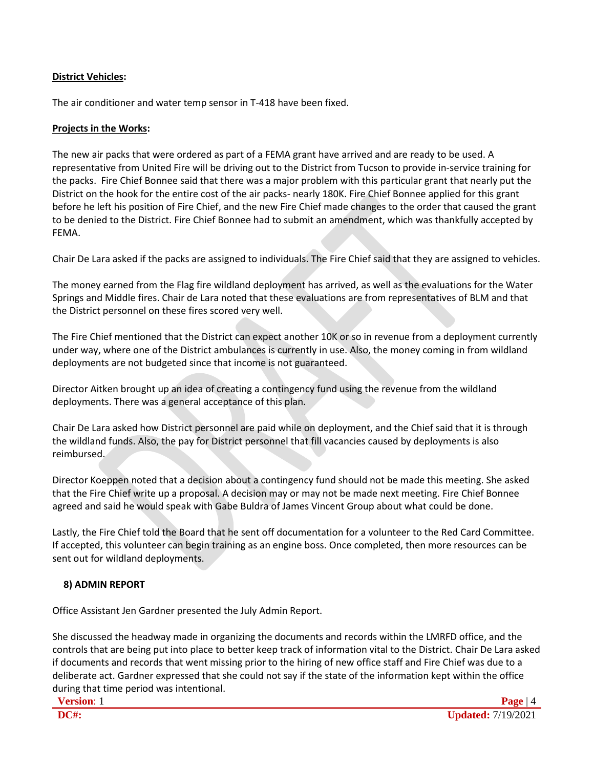**District Vehicles:**

The air conditioner and water temp sensor in T-418 have been fixed.

**Projects in the Works:**

The new air packs that were ordered as part of a FEMA grant have arrived and are ready to be used. A representative from United Fire will be driving out to the District from Tucson to provide in-service training for the packs. Fire Chief Bonnee said that there was a major problem with this particular grant that nearly put the District on the hook for the entire cost of the air packs- nearly 180K. Fire Chief Bonnee applied for this grant before he left his position of Fire Chief, and the new Fire Chief made changes to the order that caused the grant to be denied to the District. Fire Chief Bonnee had to submit an amendment, which was thankfully accepted by FEMA.

Chair De Lara asked if the packs are assigned to individuals. The Fire Chief said that they are assigned to vehicles.

The money earned from the Flag fire wildland deployment has arrived, as well as the evaluations for the Water Springs and Middle fires. Chair de Lara noted that these evaluations are from representatives of BLM and that the District personnel on these fires scored very well.

The Fire Chief mentioned that the District can expect another 10K or so in revenue from a deployment currently under way, where one of the District ambulances is currently in use. Also, the money coming in from wildland deployments are not budgeted since that income is not guaranteed.

Director Aitken brought up an idea of creating a contingency fund using the revenue from the wildland deployments. There was a general acceptance of this plan.

Chair De Lara asked how District personnel are paid while on deployment, and the Chief said that it is through the wildland funds. Also, the pay for District personnel that fill vacancies caused by deployments is also reimbursed.

Director Koeppen noted that a decision about a contingency fund should not be made this meeting. She asked that the Fire Chief write up a proposal. A decision may or may not be made next meeting. Fire Chief Bonnee agreed and said he would speak with Gabe Buldra of James Vincent Group about what could be done.

Lastly, the Fire Chief told the Board that he sent off documentation for a volunteer to the Red Card Committee. If accepted, this volunteer can begin training as an engine boss. Once completed, then more resources can be sent out for wildland deployments.

## 8) ADMIN REPORT

Office Assistant Jen Gardner presented the July Admin Report.

She discussed the headway made in organizing the documents and records within the LMRFD office, and the controls that are being put into place to better keep track of information vital to the District. Chair De Lara asked if documents and records that went missing prior to the hiring of new office staff and Fire Chief was due to a deliberate act. Gardner expressed that she could not say if the state of the information kept within the office during that time period was intentional.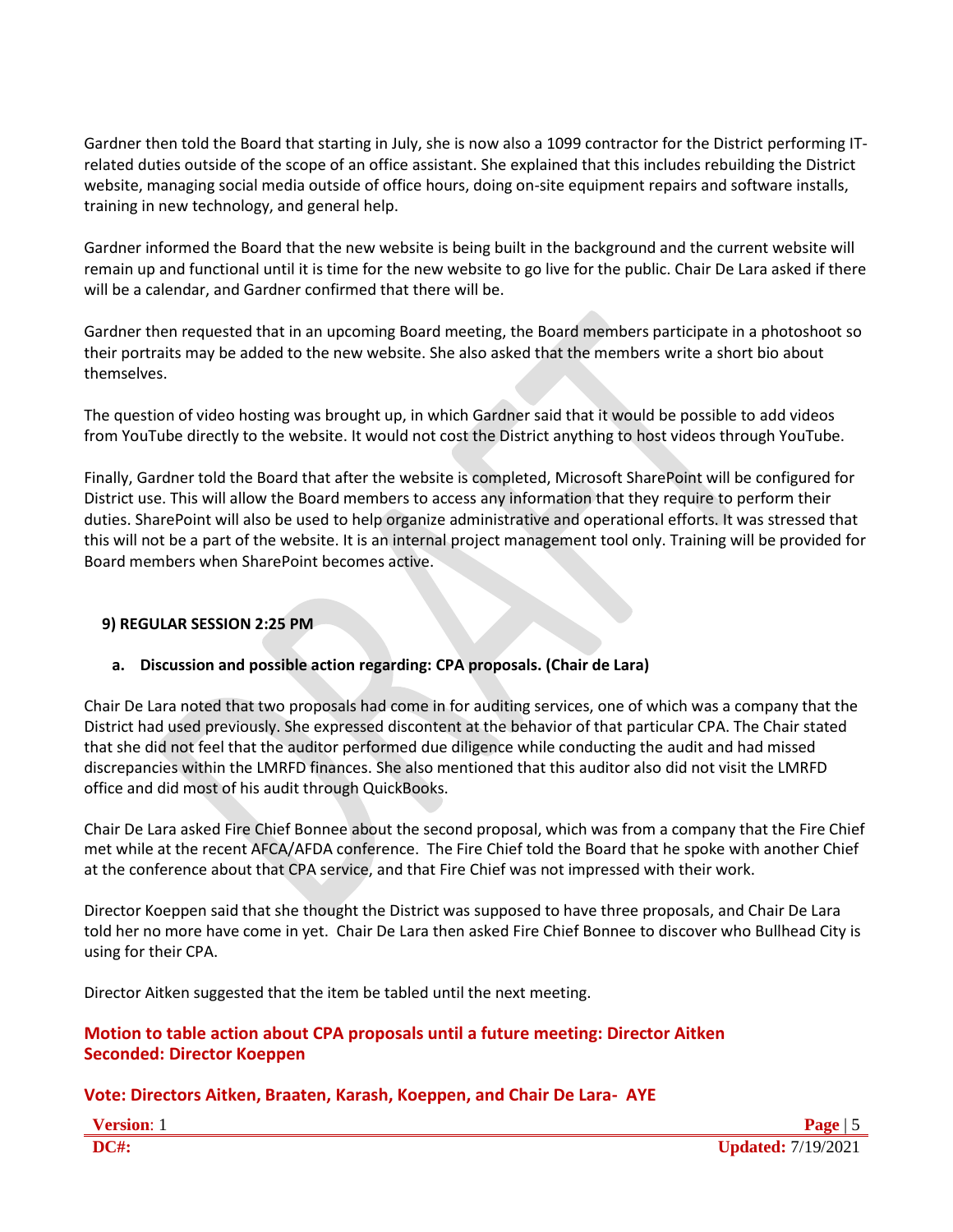Gardner then told the Board that starting in July, she is now also a 1099 contractor for the District performing IT-related duties outside of the scope of an office assistant. She explained that this includes rebuilding the District website, managing social media outside of office hours, doing on-site equipment repairs and software installs, training in new technology, and general help.

Gardner informed the Board that the new website is being built in the background and the current website will remain up and functional until it is time for the new website to go live for the public. Chair De Lara asked if there will be a calendar, and Gardner confirmed that there will be.

Gardner then requested that in an upcoming Board meeting, the Board members participate in a photoshoot so their portraits may be added to the new website. She also asked that the members write a short bio about themselves.

The question of video hosting was brought up, in which Gardner said that it would be possible to add videos from YouTube directly to the website. It would not cost the District anything to host videos through YouTube.

Finally, Gardner told the Board that after the website is completed, Microsoft SharePoint will be configured for District use. This will allow the Board members to access any information that they require to perform their duties. SharePoint will also be used to help organize administrative and operational efforts. It was stressed that this will not be a part of the website. It is an internal project management tool only. Training will be provided for Board members when SharePoint becomes active.

### 9) REGULAR SESSION 2:25 PM

**a. Discussion and possible action regarding: CPA proposals. (Chair de Lara)**

Chair De Lara noted that two proposals had come in for auditing services, one of which was a company that the District had used previously. She expressed discontent at the behavior of that particular CPA. The Chair stated that she did not feel that the auditor performed due diligence while conducting the audit and had missed discrepancies within the LMRFD finances. She also mentioned that this auditor also did not visit the LMRFD office and did most of his audit through QuickBooks.

Chair De Lara asked Fire Chief Bonnee about the second proposal, which was from a company that the Fire Chief met while at the recent AFCA/AFDA conference. The Fire Chief told the Board that he spoke with another Chief at the conference about that CPA service, and that Fire Chief was not impressed with their work.

Director Koeppen said that she thought the District was supposed to have three proposals, and Chair De Lara told her no more have come in yet. Chair De Lara then asked Fire Chief Bonnee to discover who Bullhead City is using for their CPA.

Director Aitken suggested that the item be tabled until the next meeting.

**Motion to table action about CPA proposals until a future meeting: Director Aitken**
**Seconded: Director Koeppen**

**Vote: Directors Aitken, Braaten, Karash, Koeppen, and Chair De Lara- AYE**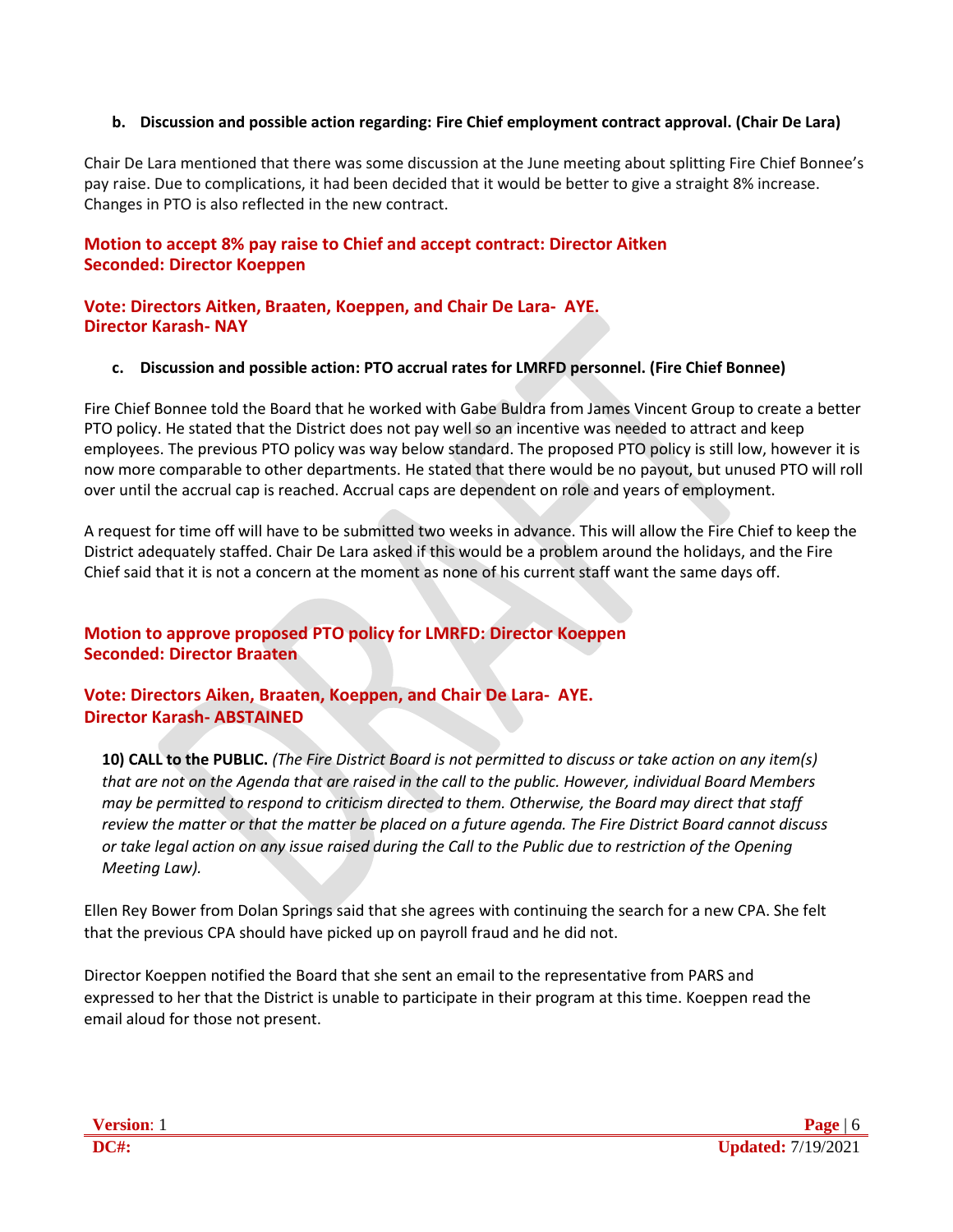**b. Discussion and possible action regarding: Fire Chief employment contract approval. (Chair De Lara)**

Chair De Lara mentioned that there was some discussion at the June meeting about splitting Fire Chief Bonnee's pay raise. Due to complications, it had been decided that it would be better to give a straight 8% increase. Changes in PTO is also reflected in the new contract.

**Motion to accept 8% pay raise to Chief and accept contract: Director Aitken**
**Seconded: Director Koeppen**

**Vote: Directors Aitken, Braaten, Koeppen, and Chair De Lara- AYE.**
**Director Karash- NAY**

**c. Discussion and possible action: PTO accrual rates for LMRFD personnel. (Fire Chief Bonnee)**

Fire Chief Bonnee told the Board that he worked with Gabe Buldra from James Vincent Group to create a better PTO policy. He stated that the District does not pay well so an incentive was needed to attract and keep employees. The previous PTO policy was way below standard. The proposed PTO policy is still low, however it is now more comparable to other departments. He stated that there would be no payout, but unused PTO will roll over until the accrual cap is reached. Accrual caps are dependent on role and years of employment.

A request for time off will have to be submitted two weeks in advance. This will allow the Fire Chief to keep the District adequately staffed. Chair De Lara asked if this would be a problem around the holidays, and the Fire Chief said that it is not a concern at the moment as none of his current staff want the same days off.

**Motion to approve proposed PTO policy for LMRFD: Director Koeppen**
**Seconded: Director Braaten**

**Vote: Directors Aiken, Braaten, Koeppen, and Chair De Lara- AYE.**
**Director Karash- ABSTAINED**

**10) CALL to the PUBLIC.** *(The Fire District Board is not permitted to discuss or take action on any item(s) that are not on the Agenda that are raised in the call to the public. However, individual Board Members may be permitted to respond to criticism directed to them. Otherwise, the Board may direct that staff review the matter or that the matter be placed on a future agenda. The Fire District Board cannot discuss or take legal action on any issue raised during the Call to the Public due to restriction of the Opening Meeting Law).*

Ellen Rey Bower from Dolan Springs said that she agrees with continuing the search for a new CPA. She felt that the previous CPA should have picked up on payroll fraud and he did not.

Director Koeppen notified the Board that she sent an email to the representative from PARS and expressed to her that the District is unable to participate in their program at this time. Koeppen read the email aloud for those not present.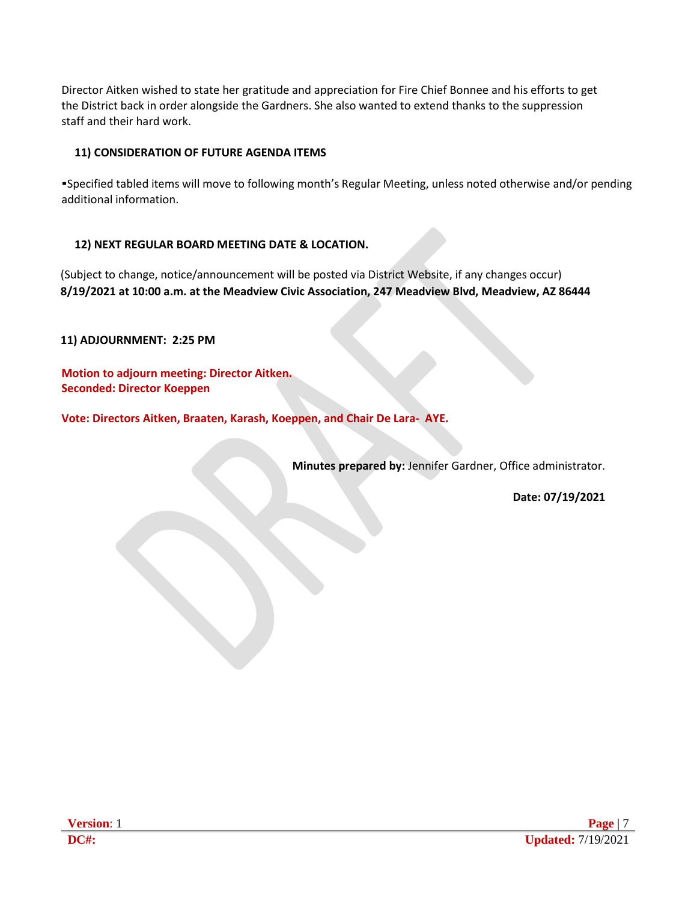Director Aitken wished to state her gratitude and appreciation for Fire Chief Bonnee and his efforts to get the District back in order alongside the Gardners. She also wanted to extend thanks to the suppression staff and their hard work.

**11) CONSIDERATION OF FUTURE AGENDA ITEMS**

▪Specified tabled items will move to following month's Regular Meeting, unless noted otherwise and/or pending additional information.

**12) NEXT REGULAR BOARD MEETING DATE & LOCATION.**

(Subject to change, notice/announcement will be posted via District Website, if any changes occur)
**8/19/2021 at 10:00 a.m. at the Meadview Civic Association, 247 Meadview Blvd, Meadview, AZ 86444**

**11) ADJOURNMENT: 2:25 PM**

**Motion to adjourn meeting: Director Aitken.**
**Seconded: Director Koeppen**

**Vote: Directors Aitken, Braaten, Karash, Koeppen, and Chair De Lara- AYE.**

**Minutes prepared by:** Jennifer Gardner, Office administrator.

**Date: 07/19/2021**

**Version**: 1
**DC#:**
**Updated:** 7/19/2021